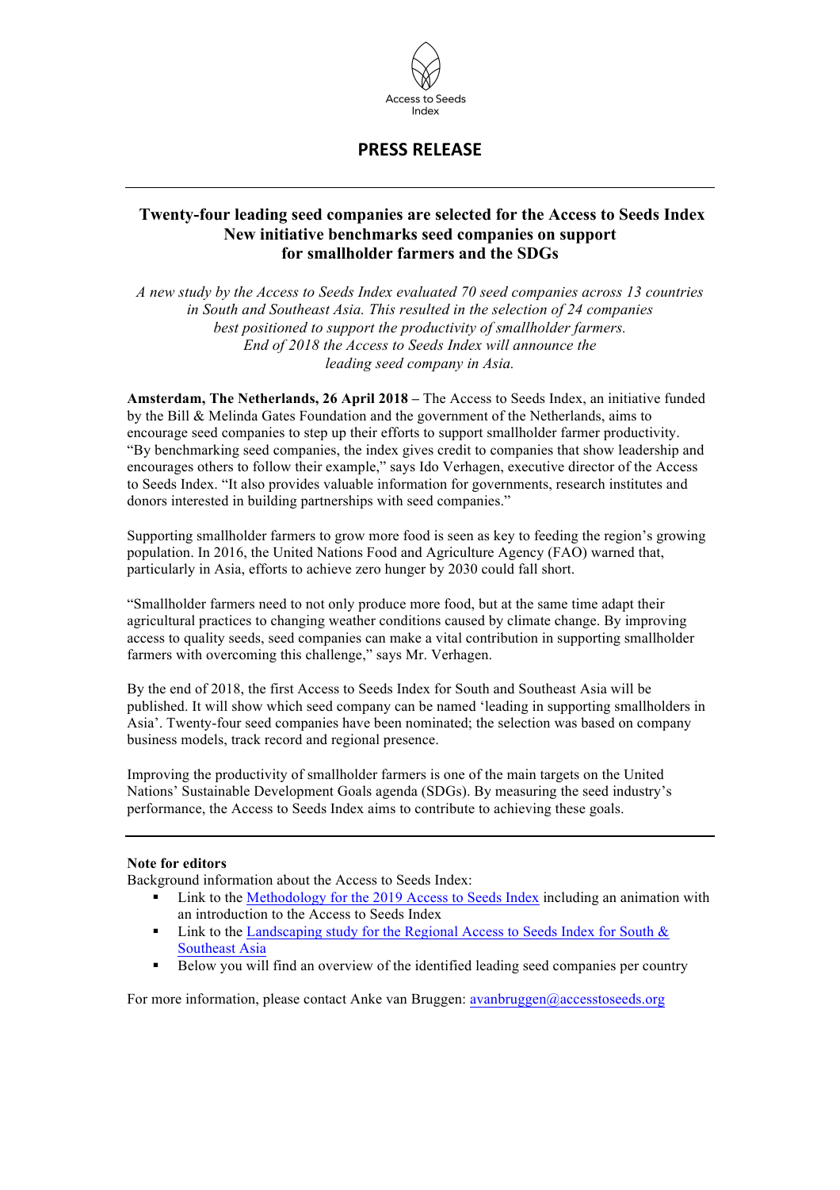Access to Seeds Index

# PRESS RELEASE

---

## Twenty-four leading seed companies are selected for the Access to Seeds Index New initiative benchmarks seed companies on support for smallholder farmers and the SDGs

*A new study by the Access to Seeds Index evaluated 70 seed companies across 13 countries in South and Southeast Asia. This resulted in the selection of 24 companies best positioned to support the productivity of smallholder farmers. End of 2018 the Access to Seeds Index will announce the leading seed company in Asia.*

**Amsterdam, The Netherlands, 26 April 2018 –** The Access to Seeds Index, an initiative funded by the Bill & Melinda Gates Foundation and the government of the Netherlands, aims to encourage seed companies to step up their efforts to support smallholder farmer productivity. "By benchmarking seed companies, the index gives credit to companies that show leadership and encourages others to follow their example," says Ido Verhagen, executive director of the Access to Seeds Index. "It also provides valuable information for governments, research institutes and donors interested in building partnerships with seed companies."

Supporting smallholder farmers to grow more food is seen as key to feeding the region's growing population. In 2016, the United Nations Food and Agriculture Agency (FAO) warned that, particularly in Asia, efforts to achieve zero hunger by 2030 could fall short.

"Smallholder farmers need to not only produce more food, but at the same time adapt their agricultural practices to changing weather conditions caused by climate change. By improving access to quality seeds, seed companies can make a vital contribution in supporting smallholder farmers with overcoming this challenge," says Mr. Verhagen.

By the end of 2018, the first Access to Seeds Index for South and Southeast Asia will be published. It will show which seed company can be named 'leading in supporting smallholders in Asia'. Twenty-four seed companies have been nominated; the selection was based on company business models, track record and regional presence.

Improving the productivity of smallholder farmers is one of the main targets on the United Nations' Sustainable Development Goals agenda (SDGs). By measuring the seed industry's performance, the Access to Seeds Index aims to contribute to achieving these goals.

---

**Note for editors**

Background information about the Access to Seeds Index:

- Link to the Methodology for the 2019 Access to Seeds Index including an animation with an introduction to the Access to Seeds Index
- Link to the Landscaping study for the Regional Access to Seeds Index for South & Southeast Asia
- Below you will find an overview of the identified leading seed companies per country

For more information, please contact Anke van Bruggen: avanbruggen@accesstoseeds.org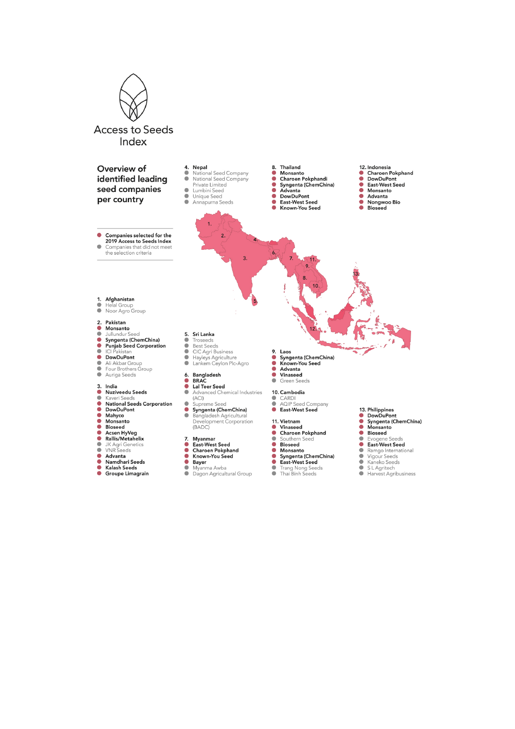Access to Seeds Index

## Overview of identified leading seed companies per country

- Companies selected for the 2019 Access to Seeds Index
- Companies that did not meet the selection criteria

1. **Afghanistan**
   - Helal Group
   - Noor Agro Group

2. **Pakistan**
   - **Monsanto**
   - Jullundur Seed
   - **Syngenta (ChemChina)**
   - **Punjab Seed Corporation**
   - ICI Pakistan
   - **DowDuPont**
   - Ali Akbar Group
   - Four Brothers Group
   - Auriga Seeds

3. **India**
   - **Nuziveedu Seeds**
   - Kaveri Seeds
   - **National Seeds Corporation**
   - **DowDuPont**
   - **Mahyco**
   - **Monsanto**
   - **Bioseed**
   - **Acsen HyVeg**
   - **Rallis/Metahelix**
   - JK Agri Genetics
   - VNR Seeds
   - **Advanta**
   - **Namdhari Seeds**
   - **Kalash Seeds**
   - **Groupe Limagrain**

4. **Nepal**
   - National Seed Company
   - National Seed Company Private Limited
   - Lumbini Seed
   - Unique Seed
   - Annapurna Seeds

5. **Sri Lanka**
   - Troseeds
   - Best Seeds
   - CIC Agri Business
   - Hayleys Agriculture
   - Lankem Ceylon Plc-Agro

6. **Bangladesh**
   - **BRAC**
   - **Lal Teer Seed**
   - Advanced Chemical Industries (ACI)
   - Supreme Seed
   - **Syngenta (ChemChina)**
   - Bangladesh Agricultural Development Corporation (BADC)

7. **Myanmar**
   - **East-West Seed**
   - **Charoen Pokphand**
   - **Known-You Seed**
   - **Bayer**
   - Myanma Awba
   - Dagon Agricultural Group

8. **Thailand**
   - **Monsanto**
   - **Charoen Pokphandi**
   - **Syngenta (ChemChina)**
   - **Advanta**
   - **DowDuPont**
   - **East-West Seed**
   - **Known-You Seed**

9. **Laos**
   - **Syngenta (ChemChina)**
   - **Known-You Seed**
   - **Advanta**
   - **Vinaseed**
   - Green Seeds

10. **Cambodia**
    - CARDI
    - AQIP Seed Company
    - **East-West Seed**

11. **Vietnam**
    - **Vinaseed**
    - **Charoen Pokphand**
    - Southern Seed
    - **Bioseed**
    - **Monsanto**
    - **Syngenta (ChemChina)**
    - **East-West Seed**
    - Trang Nong Seeds
    - Thai Binh Seeds

12. **Indonesia**
    - **Charoen Pokphand**
    - **DowDuPont**
    - **East-West Seed**
    - **Monsanto**
    - **Advanta**
    - **Nongwoo Bio**
    - **Bioseed**

13. **Philippines**
    - **DowDuPont**
    - **Syngenta (ChemChina)**
    - **Monsanto**
    - **Bioseed**
    - Evogene Seeds
    - **East-West Seed**
    - Ramgo International
    - Vigour Seeds
    - Kaneko Seeds
    - S L Agritech
    - Harvest Agribusiness